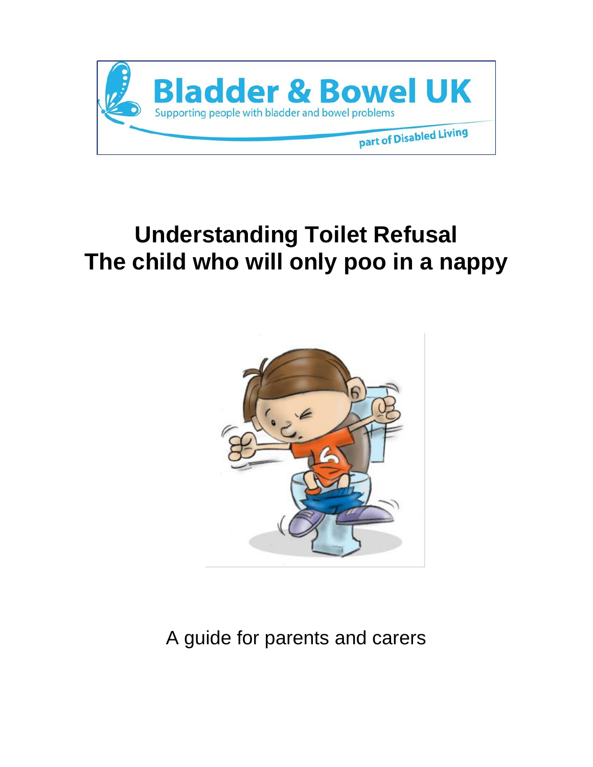Bladder & Bowel UK

Supporting people with bladder and bowel problems

part of Disabled Living

# Understanding Toilet Refusal
# The child who will only poo in a nappy

A guide for parents and carers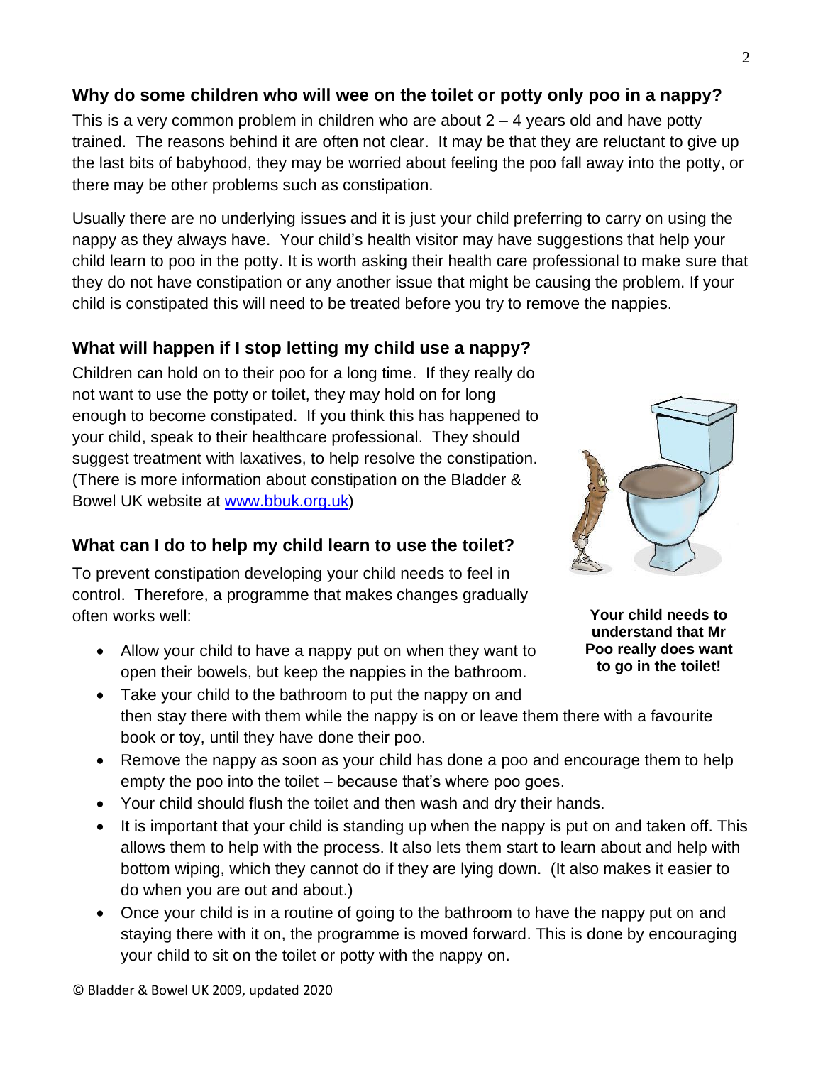## Why do some children who will wee on the toilet or potty only poo in a nappy?

This is a very common problem in children who are about 2 – 4 years old and have potty trained. The reasons behind it are often not clear. It may be that they are reluctant to give up the last bits of babyhood, they may be worried about feeling the poo fall away into the potty, or there may be other problems such as constipation.

Usually there are no underlying issues and it is just your child preferring to carry on using the nappy as they always have. Your child's health visitor may have suggestions that help your child learn to poo in the potty. It is worth asking their health care professional to make sure that they do not have constipation or any another issue that might be causing the problem. If your child is constipated this will need to be treated before you try to remove the nappies.

## What will happen if I stop letting my child use a nappy?

Children can hold on to their poo for a long time. If they really do not want to use the potty or toilet, they may hold on for long enough to become constipated. If you think this has happened to your child, speak to their healthcare professional. They should suggest treatment with laxatives, to help resolve the constipation. (There is more information about constipation on the Bladder & Bowel UK website at [www.bbuk.org.uk](http://www.bbuk.org.uk))

**Your child needs to understand that Mr Poo really does want to go in the toilet!**

## What can I do to help my child learn to use the toilet?

To prevent constipation developing your child needs to feel in control. Therefore, a programme that makes changes gradually often works well:

- Allow your child to have a nappy put on when they want to open their bowels, but keep the nappies in the bathroom.
- Take your child to the bathroom to put the nappy on and then stay there with them while the nappy is on or leave them there with a favourite book or toy, until they have done their poo.
- Remove the nappy as soon as your child has done a poo and encourage them to help empty the poo into the toilet – because that's where poo goes.
- Your child should flush the toilet and then wash and dry their hands.
- It is important that your child is standing up when the nappy is put on and taken off. This allows them to help with the process. It also lets them start to learn about and help with bottom wiping, which they cannot do if they are lying down. (It also makes it easier to do when you are out and about.)
- Once your child is in a routine of going to the bathroom to have the nappy put on and staying there with it on, the programme is moved forward. This is done by encouraging your child to sit on the toilet or potty with the nappy on.

© Bladder & Bowel UK 2009, updated 2020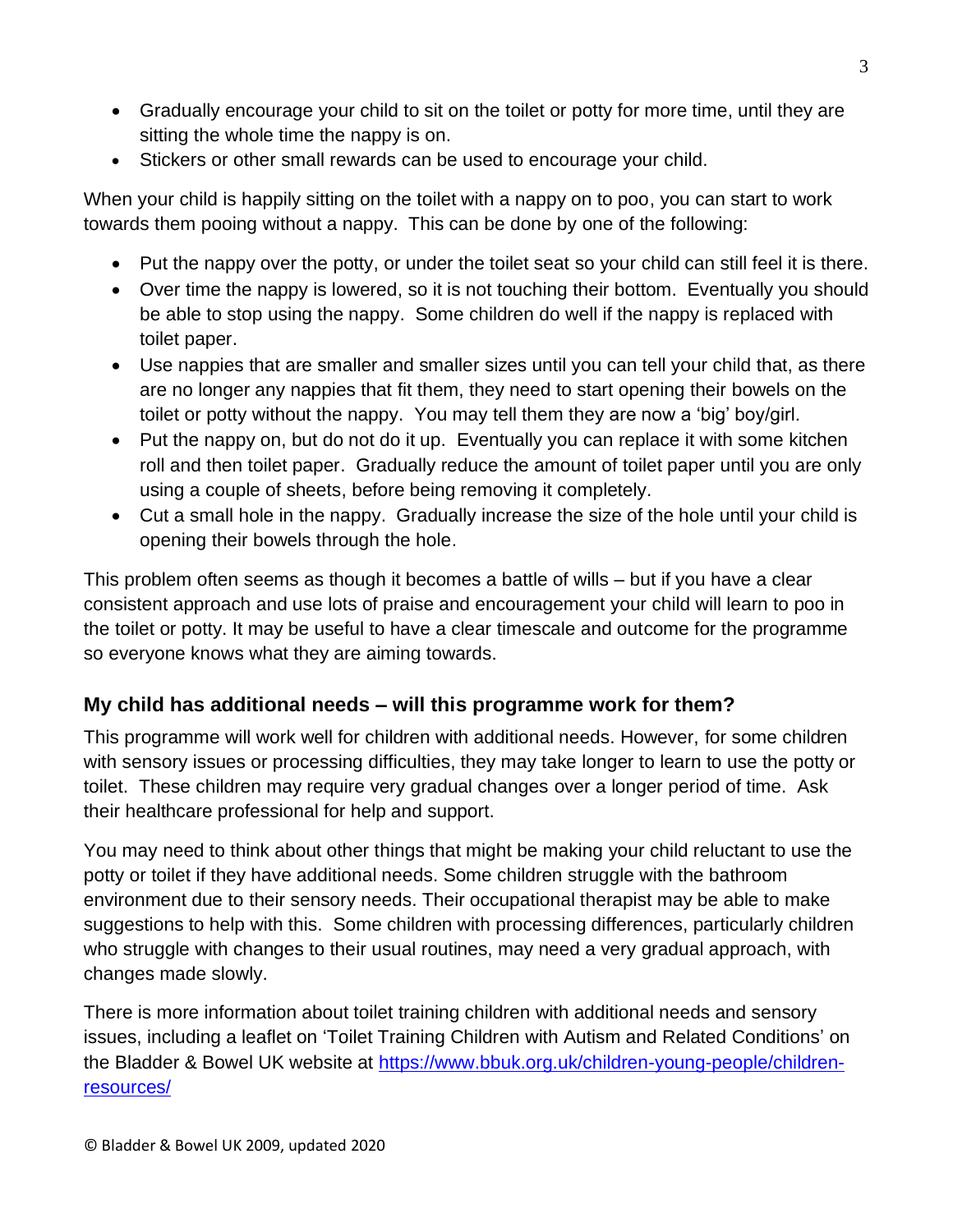- Gradually encourage your child to sit on the toilet or potty for more time, until they are sitting the whole time the nappy is on.
- Stickers or other small rewards can be used to encourage your child.

When your child is happily sitting on the toilet with a nappy on to poo, you can start to work towards them pooing without a nappy. This can be done by one of the following:

- Put the nappy over the potty, or under the toilet seat so your child can still feel it is there.
- Over time the nappy is lowered, so it is not touching their bottom. Eventually you should be able to stop using the nappy. Some children do well if the nappy is replaced with toilet paper.
- Use nappies that are smaller and smaller sizes until you can tell your child that, as there are no longer any nappies that fit them, they need to start opening their bowels on the toilet or potty without the nappy. You may tell them they are now a 'big' boy/girl.
- Put the nappy on, but do not do it up. Eventually you can replace it with some kitchen roll and then toilet paper. Gradually reduce the amount of toilet paper until you are only using a couple of sheets, before being removing it completely.
- Cut a small hole in the nappy. Gradually increase the size of the hole until your child is opening their bowels through the hole.

This problem often seems as though it becomes a battle of wills – but if you have a clear consistent approach and use lots of praise and encouragement your child will learn to poo in the toilet or potty. It may be useful to have a clear timescale and outcome for the programme so everyone knows what they are aiming towards.

## My child has additional needs – will this programme work for them?

This programme will work well for children with additional needs. However, for some children with sensory issues or processing difficulties, they may take longer to learn to use the potty or toilet. These children may require very gradual changes over a longer period of time. Ask their healthcare professional for help and support.

You may need to think about other things that might be making your child reluctant to use the potty or toilet if they have additional needs. Some children struggle with the bathroom environment due to their sensory needs. Their occupational therapist may be able to make suggestions to help with this. Some children with processing differences, particularly children who struggle with changes to their usual routines, may need a very gradual approach, with changes made slowly.

There is more information about toilet training children with additional needs and sensory issues, including a leaflet on 'Toilet Training Children with Autism and Related Conditions' on the Bladder & Bowel UK website at [https://www.bbuk.org.uk/children-young-people/children-resources/](https://www.bbuk.org.uk/children-young-people/children-resources/)

© Bladder & Bowel UK 2009, updated 2020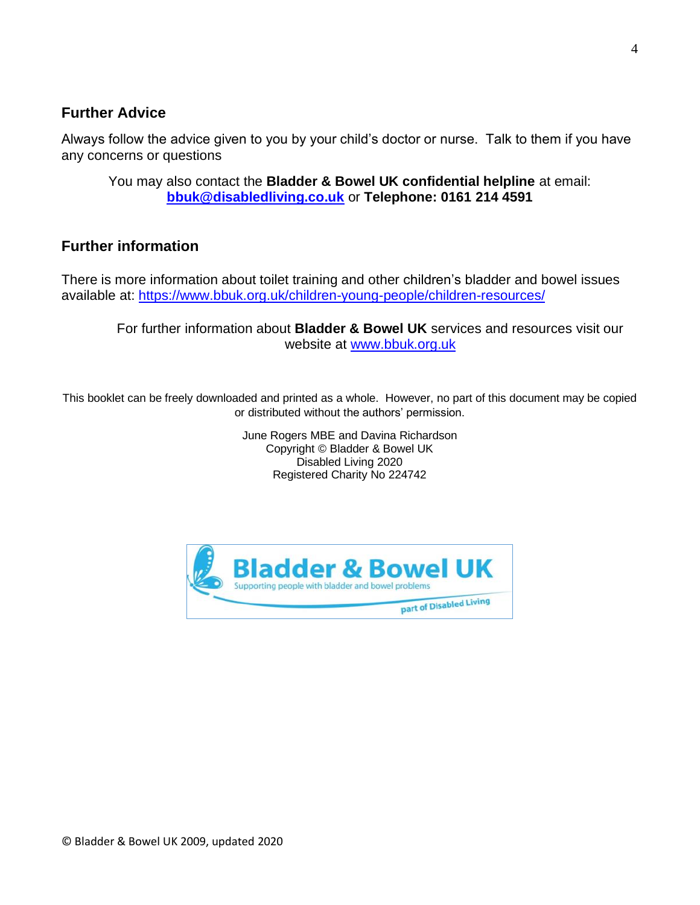## Further Advice

Always follow the advice given to you by your child's doctor or nurse. Talk to them if you have any concerns or questions

You may also contact the **Bladder & Bowel UK confidential helpline** at email: **bbuk@disabledliving.co.uk** or **Telephone: 0161 214 4591**

## Further information

There is more information about toilet training and other children's bladder and bowel issues available at: https://www.bbuk.org.uk/children-young-people/children-resources/

For further information about **Bladder & Bowel UK** services and resources visit our website at www.bbuk.org.uk

This booklet can be freely downloaded and printed as a whole. However, no part of this document may be copied or distributed without the authors' permission.

June Rogers MBE and Davina Richardson
Copyright © Bladder & Bowel UK
Disabled Living 2020
Registered Charity No 224742

Bladder & Bowel UK
Supporting people with bladder and bowel problems
part of Disabled Living

© Bladder & Bowel UK 2009, updated 2020